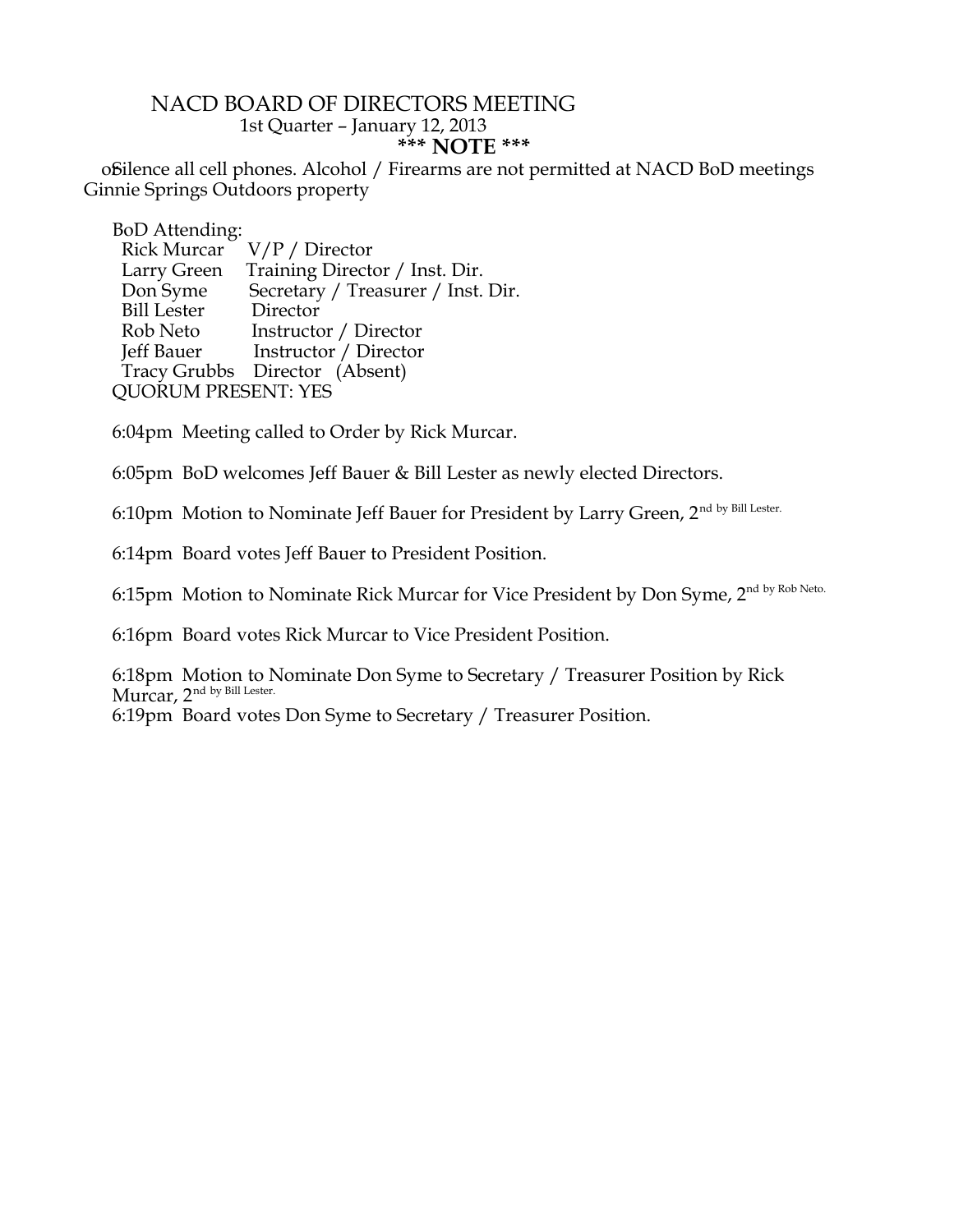# NACD BOARD OF DIRECTORS MEETING

1st Quarter – January 12, 2013

**\*\*\* NOTE \*\*\***

Silence all cell phones. Alcohol / Firearms are not permitted at NACD BoD meetings on Ginnie Springs Outdoors property

BoD Attending:

| Name | Position |
|---|---|
| Rick Murcar | V/P / Director |
| Larry Green | Training Director / Inst. Dir. |
| Don Syme | Secretary / Treasurer / Inst. Dir. |
| Bill Lester | Director |
| Rob Neto | Instructor / Director |
| Jeff Bauer | Instructor / Director |
| Tracy Grubbs | Director (Absent) |

QUORUM PRESENT: YES

6:04pm Meeting called to Order by Rick Murcar.

6:05pm BoD welcomes Jeff Bauer & Bill Lester as newly elected Directors.

6:10pm Motion to Nominate Jeff Bauer for President by Larry Green, 2nd by Bill Lester.

6:14pm Board votes Jeff Bauer to President Position.

6:15pm Motion to Nominate Rick Murcar for Vice President by Don Syme, 2nd by Rob Neto.

6:16pm Board votes Rick Murcar to Vice President Position.

6:18pm Motion to Nominate Don Syme to Secretary / Treasurer Position by Rick Murcar, 2nd by Bill Lester.

6:19pm Board votes Don Syme to Secretary / Treasurer Position.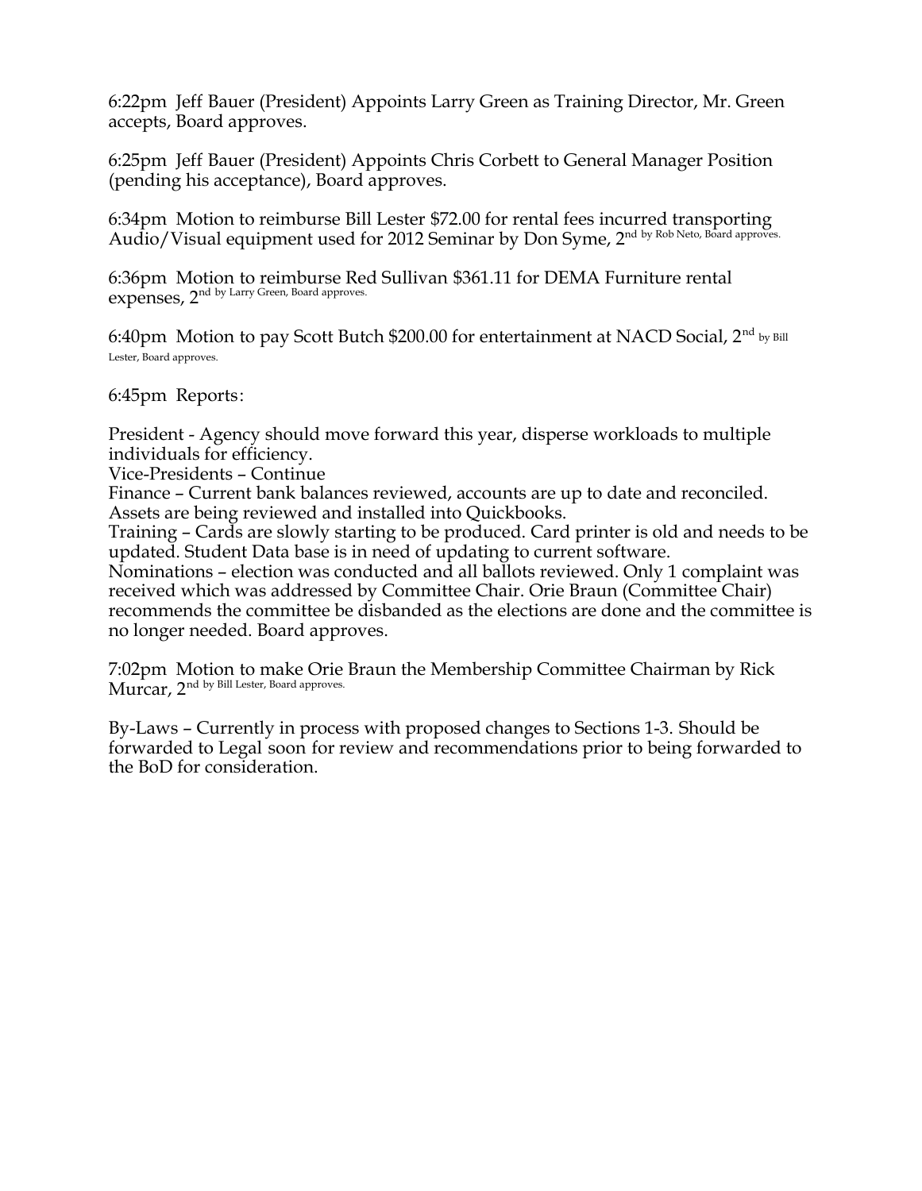6:22pm Jeff Bauer (President) Appoints Larry Green as Training Director, Mr. Green accepts, Board approves.

6:25pm Jeff Bauer (President) Appoints Chris Corbett to General Manager Position (pending his acceptance), Board approves.

6:34pm Motion to reimburse Bill Lester $72.00 for rental fees incurred transporting Audio/Visual equipment used for 2012 Seminar by Don Syme, 2nd by Rob Neto, Board approves.

6:36pm Motion to reimburse Red Sullivan $361.11 for DEMA Furniture rental expenses, 2nd by Larry Green, Board approves.

6:40pm Motion to pay Scott Butch $200.00 for entertainment at NACD Social, 2nd by Bill Lester, Board approves.

6:45pm Reports:

President - Agency should move forward this year, disperse workloads to multiple individuals for efficiency.
Vice-Presidents – Continue
Finance – Current bank balances reviewed, accounts are up to date and reconciled. Assets are being reviewed and installed into Quickbooks.
Training – Cards are slowly starting to be produced. Card printer is old and needs to be updated. Student Data base is in need of updating to current software.
Nominations – election was conducted and all ballots reviewed. Only 1 complaint was received which was addressed by Committee Chair. Orie Braun (Committee Chair) recommends the committee be disbanded as the elections are done and the committee is no longer needed. Board approves.

7:02pm Motion to make Orie Braun the Membership Committee Chairman by Rick Murcar, 2nd by Bill Lester, Board approves.

By-Laws – Currently in process with proposed changes to Sections 1-3. Should be forwarded to Legal soon for review and recommendations prior to being forwarded to the BoD for consideration.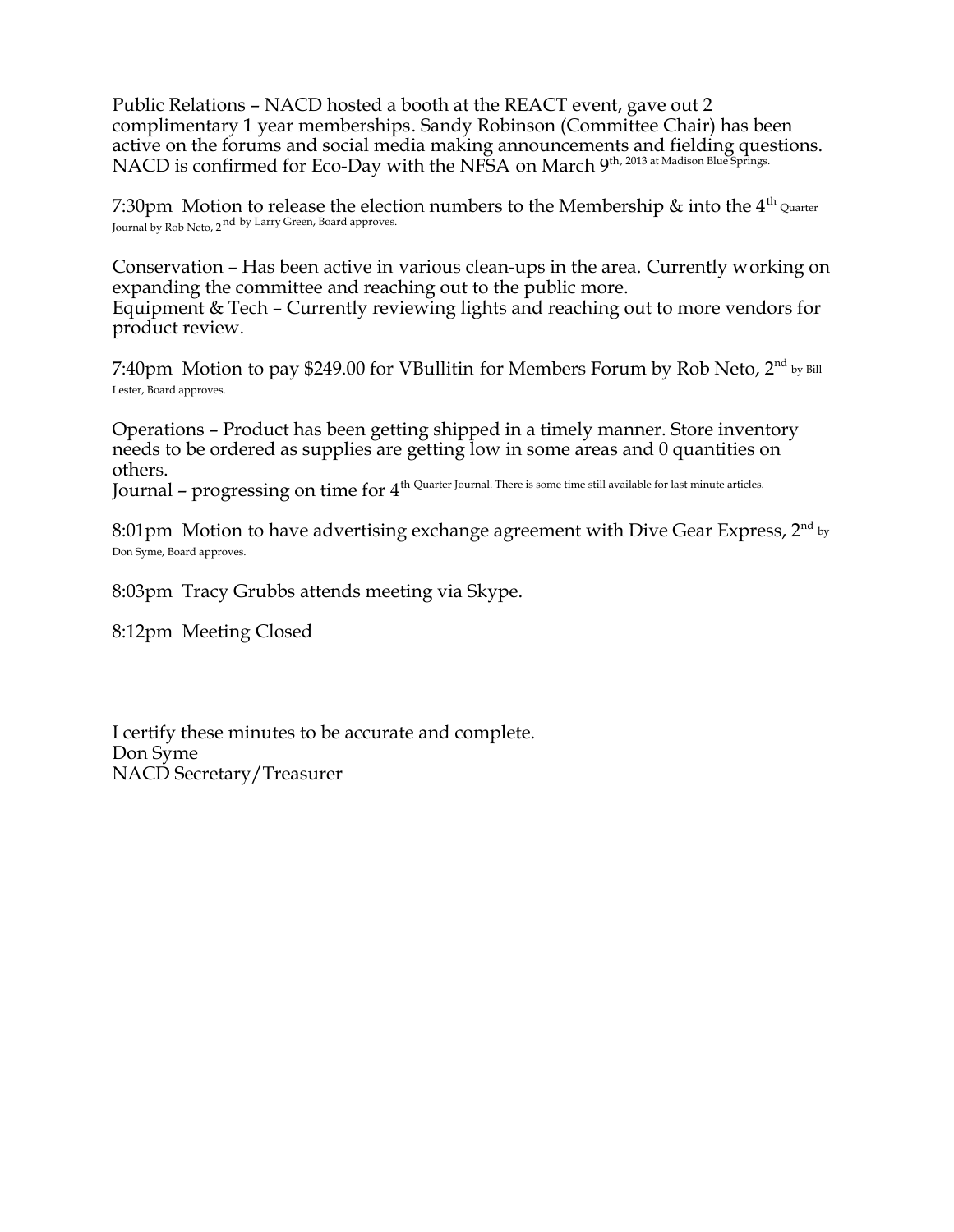Public Relations – NACD hosted a booth at the REACT event, gave out 2 complimentary 1 year memberships. Sandy Robinson (Committee Chair) has been active on the forums and social media making announcements and fielding questions. NACD is confirmed for Eco-Day with the NFSA on March 9th, 2013 at Madison Blue Springs.

7:30pm Motion to release the election numbers to the Membership & into the 4th Quarter Journal by Rob Neto, 2nd by Larry Green, Board approves.

Conservation – Has been active in various clean-ups in the area. Currently working on expanding the committee and reaching out to the public more.
Equipment & Tech – Currently reviewing lights and reaching out to more vendors for product review.

7:40pm Motion to pay $249.00 for VBullitin for Members Forum by Rob Neto, 2nd by Bill Lester, Board approves.

Operations – Product has been getting shipped in a timely manner. Store inventory needs to be ordered as supplies are getting low in some areas and 0 quantities on others.
Journal – progressing on time for 4th Quarter Journal. There is some time still available for last minute articles.

8:01pm Motion to have advertising exchange agreement with Dive Gear Express, 2nd by Don Syme, Board approves.

8:03pm Tracy Grubbs attends meeting via Skype.

8:12pm Meeting Closed

I certify these minutes to be accurate and complete.
Don Syme
NACD Secretary/Treasurer